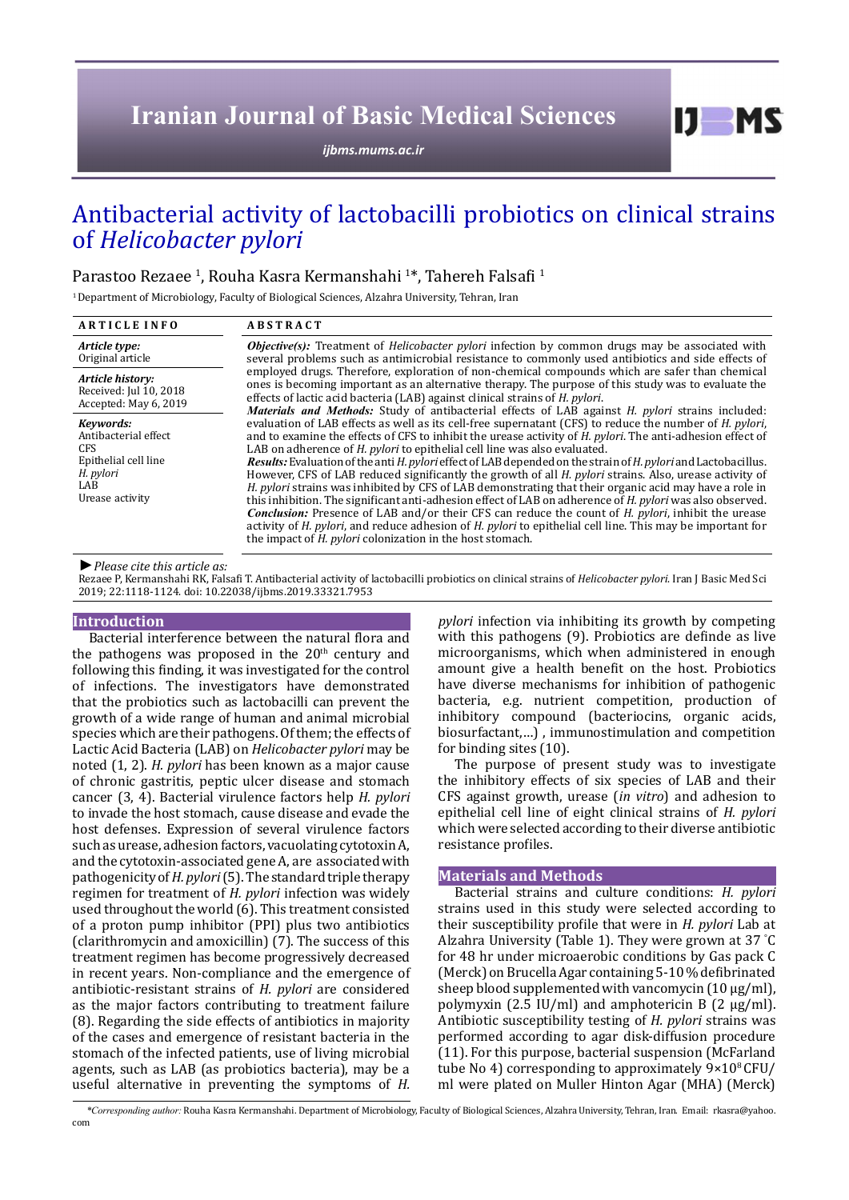# Antibacterial activity of lactobacilli probiotics on clinical strains of *Helicobacter pylori*

Parastoo Rezaee [1], Rouha Kasra Kermanshahi [1]*, Tahereh Falsafi [1]

[1] Department of Microbiology, Faculty of Biological Sciences, Alzahra University, Tehran, Iran

**ARTICLE INFO**

*Article type:*
Original article

*Article history:*
Received: Jul 10, 2018
Accepted: May 6, 2019

*Keywords:*
Antibacterial effect
CFS
Epithelial cell line
*H. pylori*
LAB
Urease activity

**ABSTRACT**

***Objective(s):*** Treatment of *Helicobacter pylori* infection by common drugs may be associated with several problems such as antimicrobial resistance to commonly used antibiotics and side effects of employed drugs. Therefore, exploration of non-chemical compounds which are safer than chemical ones is becoming important as an alternative therapy. The purpose of this study was to evaluate the effects of lactic acid bacteria (LAB) against clinical strains of *H. pylori*.

***Materials and Methods:*** Study of antibacterial effects of LAB against *H. pylori* strains included: evaluation of LAB effects as well as its cell-free supernatant (CFS) to reduce the number of *H. pylori*, and to examine the effects of CFS to inhibit the urease activity of *H. pylori*. The anti-adhesion effect of LAB on adherence of *H. pylori* to epithelial cell line was also evaluated.

***Results:*** Evaluation of the anti *H. pylori* effect of LAB depended on the strain of *H. pylori* and Lactobacillus. However, CFS of LAB reduced significantly the growth of all *H. pylori* strains. Also, urease activity of *H. pylori* strains was inhibited by CFS of LAB demonstrating that their organic acid may have a role in this inhibition. The significant anti-adhesion effect of LAB on adherence of *H. pylori* was also observed.

***Conclusion:*** Presence of LAB and/or their CFS can reduce the count of *H. pylori*, inhibit the urease activity of *H. pylori*, and reduce adhesion of *H. pylori* to epithelial cell line. This may be important for the impact of *H. pylori* colonization in the host stomach.

► *Please cite this article as:*

Rezaee P, Kermanshahi RK, Falsafi T. Antibacterial activity of lactobacilli probiotics on clinical strains of *Helicobacter pylori*. Iran J Basic Med Sci 2019; 22:1118-1124. doi: 10.22038/ijbms.2019.33321.7953

## Introduction

Bacterial interference between the natural flora and the pathogens was proposed in the 20th century and following this finding, it was investigated for the control of infections. The investigators have demonstrated that the probiotics such as lactobacilli can prevent the growth of a wide range of human and animal microbial species which are their pathogens. Of them; the effects of Lactic Acid Bacteria (LAB) on *Helicobacter pylori* may be noted (1, 2). *H. pylori* has been known as a major cause of chronic gastritis, peptic ulcer disease and stomach cancer (3, 4). Bacterial virulence factors help *H. pylori* to invade the host stomach, cause disease and evade the host defenses. Expression of several virulence factors such as urease, adhesion factors, vacuolating cytotoxin A, and the cytotoxin-associated gene A, are associated with pathogenicity of *H. pylori* (5). The standard triple therapy regimen for treatment of *H. pylori* infection was widely used throughout the world (6). This treatment consisted of a proton pump inhibitor (PPI) plus two antibiotics (clarithromycin and amoxicillin) (7). The success of this treatment regimen has become progressively decreased in recent years. Non-compliance and the emergence of antibiotic-resistant strains of *H. pylori* are considered as the major factors contributing to treatment failure (8). Regarding the side effects of antibiotics in majority of the cases and emergence of resistant bacteria in the stomach of the infected patients, use of living microbial agents, such as LAB (as probiotics bacteria), may be a useful alternative in preventing the symptoms of *H. pylori* infection via inhibiting its growth by competing with this pathogens (9). Probiotics are definde as live microorganisms, which when administered in enough amount give a health benefit on the host. Probiotics have diverse mechanisms for inhibition of pathogenic bacteria, e.g. nutrient competition, production of inhibitory compound (bacteriocins, organic acids, biosurfactant,…) , immunostimulation and competition for binding sites (10).

The purpose of present study was to investigate the inhibitory effects of six species of LAB and their CFS against growth, urease (*in vitro*) and adhesion to epithelial cell line of eight clinical strains of *H. pylori* which were selected according to their diverse antibiotic resistance profiles.

## Materials and Methods

Bacterial strains and culture conditions: *H. pylori* strains used in this study were selected according to their susceptibility profile that were in *H. pylori* Lab at Alzahra University (Table 1). They were grown at 37 ˚C for 48 hr under microaerobic conditions by Gas pack C (Merck) on Brucella Agar containing 5-10 % defibrinated sheep blood supplemented with vancomycin (10 µg/ml), polymyxin (2.5 IU/ml) and amphotericin B (2 µg/ml). Antibiotic susceptibility testing of *H. pylori* strains was performed according to agar disk-diffusion procedure (11). For this purpose, bacterial suspension (McFarland tube No 4) corresponding to approximately $9\times10^8$ CFU/ml were plated on Muller Hinton Agar (MHA) (Merck)

*Corresponding author: Rouha Kasra Kermanshahi. Department of Microbiology, Faculty of Biological Sciences, Alzahra University, Tehran, Iran. Email: rkasra@yahoo.com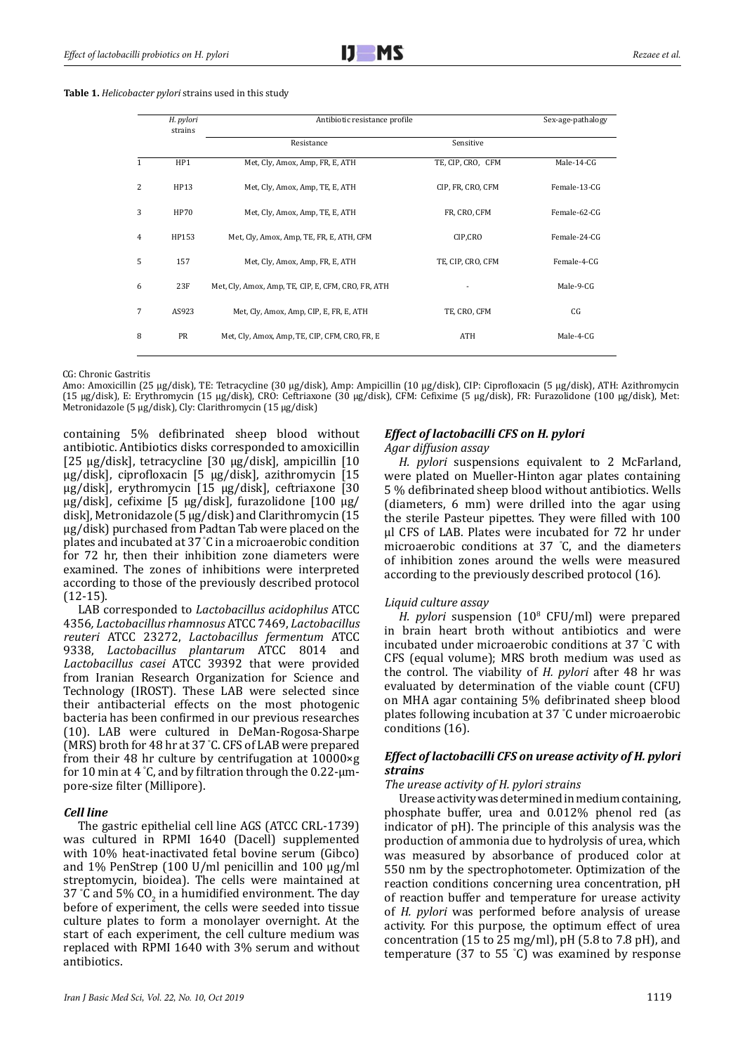**Table 1.** *Helicobacter pylori* strains used in this study

| | *H. pylori* strains | Antibiotic resistance profile | | Sex-age-pathology |
|---|---|---|---|---|
| | | Resistance | Sensitive | |
| 1 | HP1 | Met, Cly, Amox, Amp, FR, E, ATH | TE, CIP, CRO, CFM | Male-14-CG |
| 2 | HP13 | Met, Cly, Amox, Amp, TE, E, ATH | CIP, FR, CRO, CFM | Female-13-CG |
| 3 | HP70 | Met, Cly, Amox, Amp, TE, E, ATH | FR, CRO, CFM | Female-62-CG |
| 4 | HP153 | Met, Cly, Amox, Amp, TE, FR, E, ATH, CFM | CIP,CRO | Female-24-CG |
| 5 | 157 | Met, Cly, Amox, Amp, FR, E, ATH | TE, CIP, CRO, CFM | Female-4-CG |
| 6 | 23F | Met, Cly, Amox, Amp, TE, CIP, E, CFM, CRO, FR, ATH | - | Male-9-CG |
| 7 | AS923 | Met, Cly, Amox, Amp, CIP, E, FR, E, ATH | TE, CRO, CFM | CG |
| 8 | PR | Met, Cly, Amox, Amp, TE, CIP, CFM, CRO, FR, E | ATH | Male-4-CG |

CG: Chronic Gastritis

Amo: Amoxicillin (25 μg/disk), TE: Tetracycline (30 μg/disk), Amp: Ampicillin (10 μg/disk), CIP: Ciprofloxacin (5 μg/disk), ATH: Azithromycin (15 μg/disk), E: Erythromycin (15 μg/disk), CRO: Ceftriaxone (30 μg/disk), CFM: Cefixime (5 μg/disk), FR: Furazolidone (100 μg/disk), Met: Metronidazole (5 μg/disk), Cly: Clarithromycin (15 μg/disk)

containing 5% defibrinated sheep blood without antibiotic. Antibiotics disks corresponded to amoxicillin [25 μg/disk], tetracycline [30 μg/disk], ampicillin [10 μg/disk], ciprofloxacin [5 μg/disk], azithromycin [15 μg/disk], erythromycin [15 μg/disk], ceftriaxone [30 μg/disk], cefixime [5 μg/disk], furazolidone [100 μg/ disk], Metronidazole (5 μg/disk) and Clarithromycin (15 μg/disk) purchased from Padtan Tab were placed on the plates and incubated at 37 ˚C in a microaerobic condition for 72 hr, then their inhibition zone diameters were examined. The zones of inhibitions were interpreted according to those of the previously described protocol (12-15).

LAB corresponded to *Lactobacillus acidophilus* ATCC 4356, *Lactobacillus rhamnosus* ATCC 7469, *Lactobacillus reuteri* ATCC 23272, *Lactobacillus fermentum* ATCC 9338, *Lactobacillus plantarum* ATCC 8014 and *Lactobacillus casei* ATCC 39392 that were provided from Iranian Research Organization for Science and Technology (IROST). These LAB were selected since their antibacterial effects on the most photogenic bacteria has been confirmed in our previous researches (10). LAB were cultured in DeMan-Rogosa-Sharpe (MRS) broth for 48 hr at 37 ˚C. CFS of LAB were prepared from their 48 hr culture by centrifugation at 10000×g for 10 min at 4 ˚C, and by filtration through the 0.22-μm-pore-size filter (Millipore).

### *Cell line*

The gastric epithelial cell line AGS (ATCC CRL-1739) was cultured in RPMI 1640 (Dacell) supplemented with 10% heat-inactivated fetal bovine serum (Gibco) and 1% PenStrep (100 U/ml penicillin and 100 μg/ml streptomycin, bioidea). The cells were maintained at 37 ˚C and 5% $CO_2$ in a humidified environment. The day before of experiment, the cells were seeded into tissue culture plates to form a monolayer overnight. At the start of each experiment, the cell culture medium was replaced with RPMI 1640 with 3% serum and without antibiotics.

### *Effect of lactobacilli CFS on H. pylori*

*Agar diffusion assay*

*H. pylori* suspensions equivalent to 2 McFarland, were plated on Mueller-Hinton agar plates containing 5 % defibrinated sheep blood without antibiotics. Wells (diameters, 6 mm) were drilled into the agar using the sterile Pasteur pipettes. They were filled with 100 μl CFS of LAB. Plates were incubated for 72 hr under microaerobic conditions at 37 ˚C, and the diameters of inhibition zones around the wells were measured according to the previously described protocol (16).

*Liquid culture assay*

*H. pylori* suspension ($10^8$ CFU/ml) were prepared in brain heart broth without antibiotics and were incubated under microaerobic conditions at 37 ˚C with CFS (equal volume); MRS broth medium was used as the control. The viability of *H. pylori* after 48 hr was evaluated by determination of the viable count (CFU) on MHA agar containing 5% defibrinated sheep blood plates following incubation at 37 ˚C under microaerobic conditions (16).

### *Effect of lactobacilli CFS on urease activity of H. pylori strains*

*The urease activity of H. pylori strains*

Urease activity was determined in medium containing, phosphate buffer, urea and 0.012% phenol red (as indicator of pH). The principle of this analysis was the production of ammonia due to hydrolysis of urea, which was measured by absorbance of produced color at 550 nm by the spectrophotometer. Optimization of the reaction conditions concerning urea concentration, pH of reaction buffer and temperature for urease activity of *H. pylori* was performed before analysis of urease activity. For this purpose, the optimum effect of urea concentration (15 to 25 mg/ml), pH (5.8 to 7.8 pH), and temperature (37 to 55 ˚C) was examined by response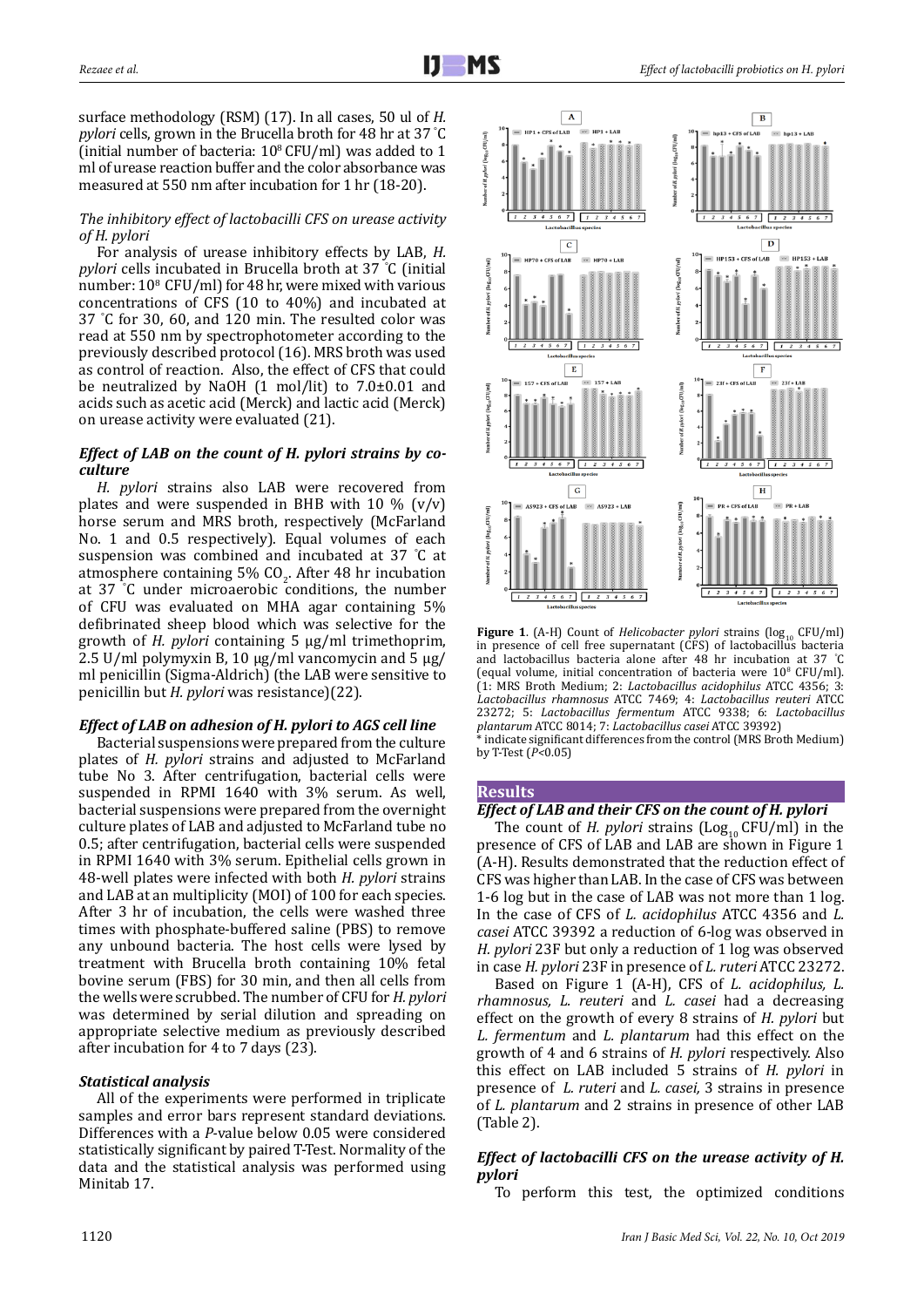surface methodology (RSM) (17). In all cases, 50 ul of *H. pylori* cells, grown in the Brucella broth for 48 hr at 37 °C (initial number of bacteria: $10^8$ CFU/ml) was added to 1 ml of urease reaction buffer and the color absorbance was measured at 550 nm after incubation for 1 hr (18-20).

### *The inhibitory effect of lactobacilli CFS on urease activity of H. pylori*

For analysis of urease inhibitory effects by LAB, *H. pylori* cells incubated in Brucella broth at 37 °C (initial number: $10^8$ CFU/ml) for 48 hr, were mixed with various concentrations of CFS (10 to 40%) and incubated at 37 °C for 30, 60, and 120 min. The resulted color was read at 550 nm by spectrophotometer according to the previously described protocol (16). MRS broth was used as control of reaction. Also, the effect of CFS that could be neutralized by NaOH (1 mol/lit) to 7.0±0.01 and acids such as acetic acid (Merck) and lactic acid (Merck) on urease activity were evaluated (21).

### *Effect of LAB on the count of H. pylori strains by co-culture*

*H. pylori* strains also LAB were recovered from plates and were suspended in BHB with 10 % (v/v) horse serum and MRS broth, respectively (McFarland No. 1 and 0.5 respectively). Equal volumes of each suspension was combined and incubated at 37 °C at atmosphere containing 5% $CO_2$. After 48 hr incubation at 37 °C under microaerobic conditions, the number of CFU was evaluated on MHA agar containing 5% defibrinated sheep blood which was selective for the growth of *H. pylori* containing 5 µg/ml trimethoprim, 2.5 U/ml polymyxin B, 10 µg/ml vancomycin and 5 µg/ml penicillin (Sigma-Aldrich) (the LAB were sensitive to penicillin but *H. pylori* was resistance)(22).

### *Effect of LAB on adhesion of H. pylori to AGS cell line*

Bacterial suspensions were prepared from the culture plates of *H. pylori* strains and adjusted to McFarland tube No 3. After centrifugation, bacterial cells were suspended in RPMI 1640 with 3% serum. As well, bacterial suspensions were prepared from the overnight culture plates of LAB and adjusted to McFarland tube no 0.5; after centrifugation, bacterial cells were suspended in RPMI 1640 with 3% serum. Epithelial cells grown in 48-well plates were infected with both *H. pylori* strains and LAB at an multiplicity (MOI) of 100 for each species. After 3 hr of incubation, the cells were washed three times with phosphate-buffered saline (PBS) to remove any unbound bacteria. The host cells were lysed by treatment with Brucella broth containing 10% fetal bovine serum (FBS) for 30 min, and then all cells from the wells were scrubbed. The number of CFU for *H. pylori* was determined by serial dilution and spreading on appropriate selective medium as previously described after incubation for 4 to 7 days (23).

### *Statistical analysis*

All of the experiments were performed in triplicate samples and error bars represent standard deviations. Differences with a *P*-value below 0.05 were considered statistically significant by paired T-Test. Normality of the data and the statistical analysis was performed using Minitab 17.

**Figure 1**. (A-H) Count of *Helicobacter pylori* strains ($\log_{10}$ CFU/ml) in presence of cell free supernatant (CFS) of lactobacillus bacteria and lactobacillus bacteria alone after 48 hr incubation at 37 °C (equal volume, initial concentration of bacteria were $10^8$ CFU/ml). (1: MRS Broth Medium; 2: *Lactobacillus acidophilus* ATCC 4356; 3: *Lactobacillus rhamnosus* ATCC 7469; 4: *Lactobacillus reuteri* ATCC 23272; 5: *Lactobacillus fermentum* ATCC 9338; 6: *Lactobacillus plantarum* ATCC 8014; 7: *Lactobacillus casei* ATCC 39392)
\* indicate significant differences from the control (MRS Broth Medium) by T-Test (*P*<0.05)

## Results

### *Effect of LAB and their CFS on the count of H. pylori*

The count of *H. pylori* strains ($\text{Log}_{10}$ CFU/ml) in the presence of CFS of LAB and LAB are shown in Figure 1 (A-H). Results demonstrated that the reduction effect of CFS was higher than LAB. In the case of CFS was between 1-6 log but in the case of LAB was not more than 1 log. In the case of CFS of *L. acidophilus* ATCC 4356 and *L. casei* ATCC 39392 a reduction of 6-log was observed in *H. pylori* 23F but only a reduction of 1 log was observed in case *H. pylori* 23F in presence of *L. ruteri* ATCC 23272.

Based on Figure 1 (A-H), CFS of *L. acidophilus, L. rhamnosus, L. reuteri* and *L. casei* had a decreasing effect on the growth of every 8 strains of *H. pylori* but *L. fermentum* and *L. plantarum* had this effect on the growth of 4 and 6 strains of *H. pylori* respectively. Also this effect on LAB included 5 strains of *H. pylori* in presence of *L. ruteri* and *L. casei,* 3 strains in presence of *L. plantarum* and 2 strains in presence of other LAB (Table 2).

### *Effect of lactobacilli CFS on the urease activity of H. pylori*

To perform this test, the optimized conditions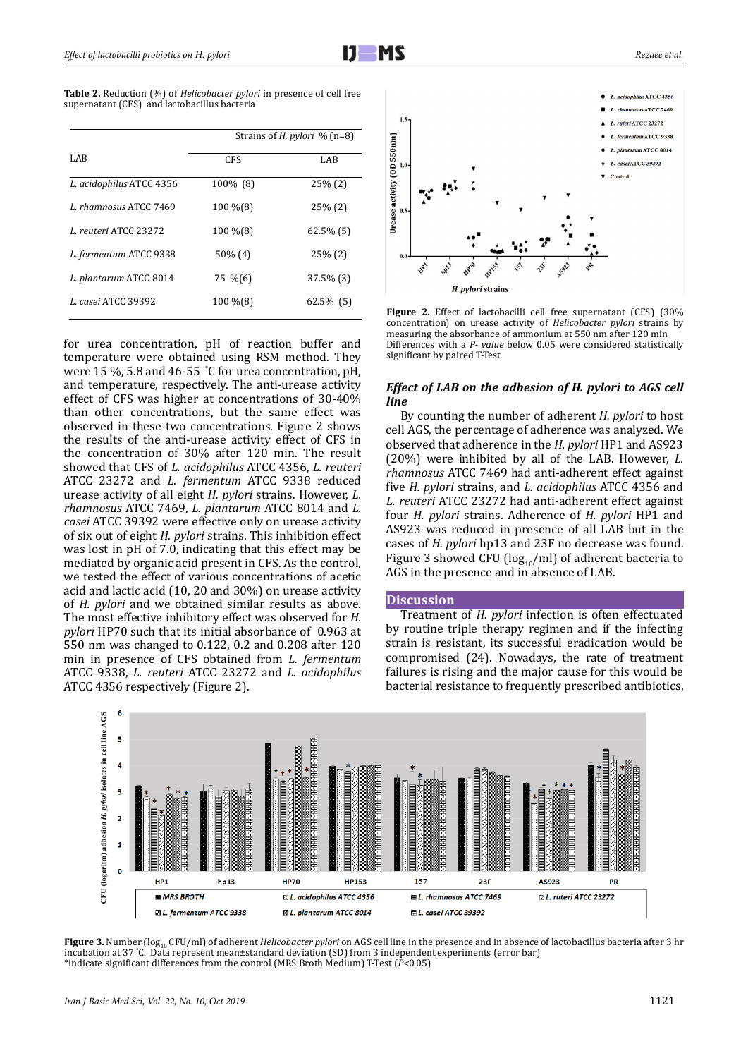**Table 2.** Reduction (%) of *Helicobacter pylori* in presence of cell free supernatant (CFS) and lactobacillus bacteria

| LAB | Strains of *H. pylori* % (n=8) | |
|---|---|---|
| | CFS | LAB |
| *L. acidophilus* ATCC 4356 | 100% (8) | 25% (2) |
| *L. rhamnosus* ATCC 7469 | 100 %(8) | 25% (2) |
| *L. reuteri* ATCC 23272 | 100 %(8) | 62.5% (5) |
| *L. fermentum* ATCC 9338 | 50% (4) | 25% (2) |
| *L. plantarum* ATCC 8014 | 75 %(6) | 37.5% (3) |
| *L. casei* ATCC 39392 | 100 %(8) | 62.5% (5) |

for urea concentration, pH of reaction buffer and temperature were obtained using RSM method. They were 15 %, 5.8 and 46-55 ˚C for urea concentration, pH, and temperature, respectively. The anti-urease activity effect of CFS was higher at concentrations of 30-40% than other concentrations, but the same effect was observed in these two concentrations. Figure 2 shows the results of the anti-urease activity effect of CFS in the concentration of 30% after 120 min. The result showed that CFS of *L. acidophilus* ATCC 4356, *L. reuteri* ATCC 23272 and *L. fermentum* ATCC 9338 reduced urease activity of all eight *H. pylori* strains. However, *L. rhamnosus* ATCC 7469, *L. plantarum* ATCC 8014 and *L. casei* ATCC 39392 were effective only on urease activity of six out of eight *H. pylori* strains. This inhibition effect was lost in pH of 7.0, indicating that this effect may be mediated by organic acid present in CFS. As the control, we tested the effect of various concentrations of acetic acid and lactic acid (10, 20 and 30%) on urease activity of *H. pylori* and we obtained similar results as above. The most effective inhibitory effect was observed for *H. pylori* HP70 such that its initial absorbance of 0.963 at 550 nm was changed to 0.122, 0.2 and 0.208 after 120 min in presence of CFS obtained from *L. fermentum* ATCC 9338, *L. reuteri* ATCC 23272 and *L. acidophilus* ATCC 4356 respectively (Figure 2).

**Figure 2.** Effect of lactobacilli cell free supernatant (CFS) (30% concentration) on urease activity of *Helicobacter pylori* strains by measuring the absorbance of ammonium at 550 nm after 120 min
Differences with a *P- value* below 0.05 were considered statistically significant by paired T-Test

### *Effect of LAB on the adhesion of H. pylori to AGS cell line*

By counting the number of adherent *H. pylori* to host cell AGS, the percentage of adherence was analyzed. We observed that adherence in the *H. pylori* HP1 and AS923 (20%) were inhibited by all of the LAB. However, *L. rhamnosus* ATCC 7469 had anti-adherent effect against five *H. pylori* strains, and *L. acidophilus* ATCC 4356 and *L. reuteri* ATCC 23272 had anti-adherent effect against four *H. pylori* strains. Adherence of *H. pylori* HP1 and AS923 was reduced in presence of all LAB but in the cases of *H. pylori* hp13 and 23F no decrease was found. Figure 3 showed CFU ($\log_{10}$/ml) of adherent bacteria to AGS in the presence and in absence of LAB.

## Discussion

Treatment of *H. pylori* infection is often effectuated by routine triple therapy regimen and if the infecting strain is resistant, its successful eradication would be compromised (24). Nowadays, the rate of treatment failures is rising and the major cause for this would be bacterial resistance to frequently prescribed antibiotics,

**Figure 3.** Number ($\log_{10}$ CFU/ml) of adherent *Helicobacter pylori* on AGS cell line in the presence and in absence of lactobacillus bacteria after 3 hr incubation at 37 ˚C. Data represent mean±standard deviation (SD) from 3 independent experiments (error bar)
*indicate significant differences from the control (MRS Broth Medium) T-Test (*P*<0.05)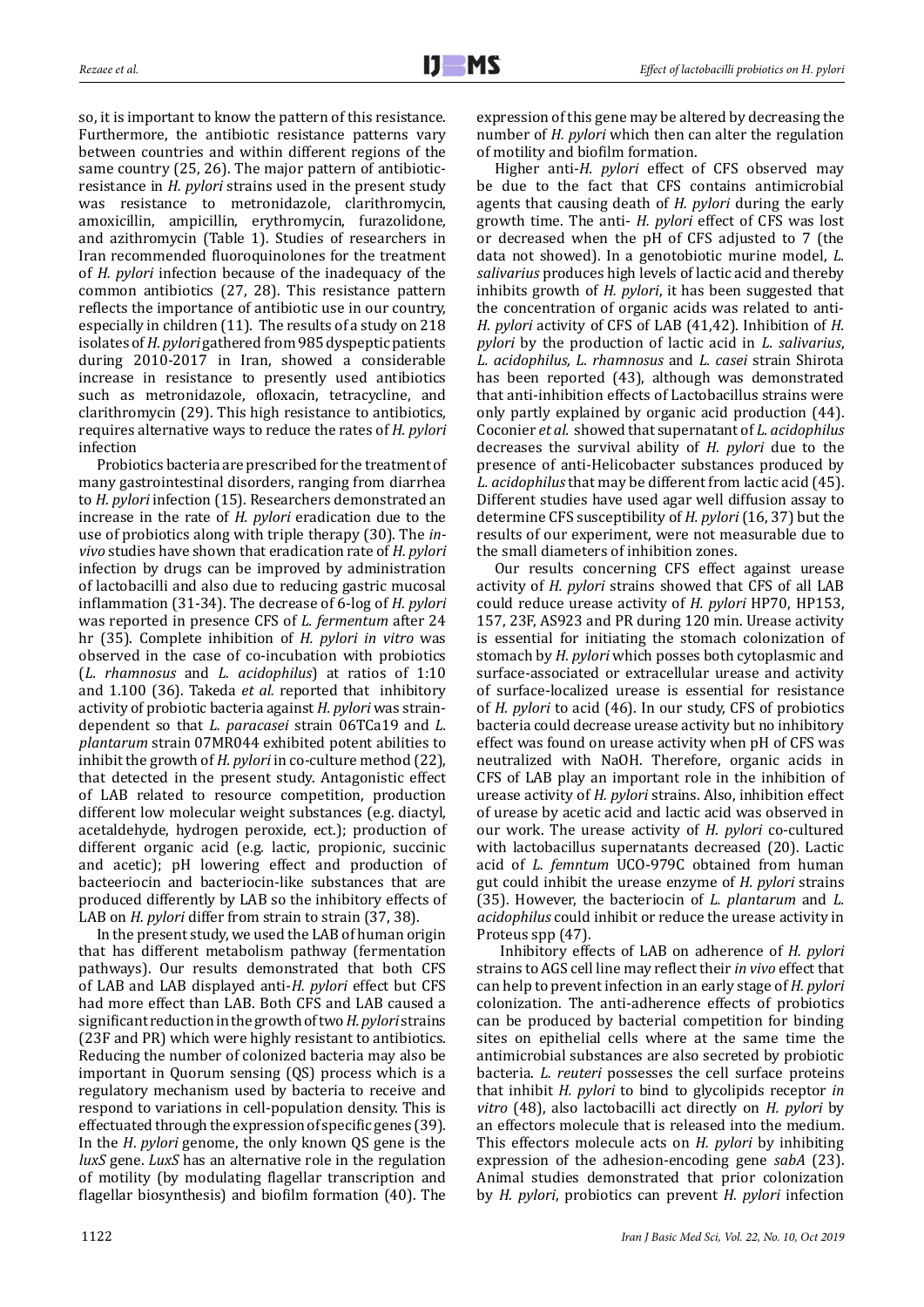so, it is important to know the pattern of this resistance. Furthermore, the antibiotic resistance patterns vary between countries and within different regions of the same country (25, 26). The major pattern of antibiotic-resistance in *H. pylori* strains used in the present study was resistance to metronidazole, clarithromycin, amoxicillin, ampicillin, erythromycin, furazolidone, and azithromycin (Table 1). Studies of researchers in Iran recommended fluoroquinolones for the treatment of *H. pylori* infection because of the inadequacy of the common antibiotics (27, 28). This resistance pattern reflects the importance of antibiotic use in our country, especially in children (11). The results of a study on 218 isolates of *H. pylori* gathered from 985 dyspeptic patients during 2010-2017 in Iran, showed a considerable increase in resistance to presently used antibiotics such as metronidazole, ofloxacin, tetracycline, and clarithromycin (29). This high resistance to antibiotics, requires alternative ways to reduce the rates of *H. pylori* infection

Probiotics bacteria are prescribed for the treatment of many gastrointestinal disorders, ranging from diarrhea to *H. pylori* infection (15). Researchers demonstrated an increase in the rate of *H. pylori* eradication due to the use of probiotics along with triple therapy (30). The *in-vivo* studies have shown that eradication rate of *H. pylori* infection by drugs can be improved by administration of lactobacilli and also due to reducing gastric mucosal inflammation (31-34). The decrease of 6-log of *H. pylori* was reported in presence CFS of *L. fermentum* after 24 hr (35). Complete inhibition of *H. pylori in vitro* was observed in the case of co-incubation with probiotics (*L. rhamnosus* and *L. acidophilus*) at ratios of 1:10 and 1.100 (36). Takeda *et al.* reported that inhibitory activity of probiotic bacteria against *H. pylori* was strain-dependent so that *L. paracasei* strain 06TCa19 and *L. plantarum* strain 07MR044 exhibited potent abilities to inhibit the growth of *H. pylori* in co-culture method (22), that detected in the present study. Antagonistic effect of LAB related to resource competition, production different low molecular weight substances (e.g. diactyl, acetaldehyde, hydrogen peroxide, ect.); production of different organic acid (e.g. lactic, propionic, succinic and acetic); pH lowering effect and production of bacteeriocin and bacteriocin-like substances that are produced differently by LAB so the inhibitory effects of LAB on *H. pylori* differ from strain to strain (37, 38).

In the present study, we used the LAB of human origin that has different metabolism pathway (fermentation pathways). Our results demonstrated that both CFS of LAB and LAB displayed anti-*H. pylori* effect but CFS had more effect than LAB. Both CFS and LAB caused a significant reduction in the growth of two *H. pylori* strains (23F and PR) which were highly resistant to antibiotics. Reducing the number of colonized bacteria may also be important in Quorum sensing (QS) process which is a regulatory mechanism used by bacteria to receive and respond to variations in cell-population density. This is effectuated through the expression of specific genes (39). In the *H. pylori* genome, the only known QS gene is the *luxS* gene. *LuxS* has an alternative role in the regulation of motility (by modulating flagellar transcription and flagellar biosynthesis) and biofilm formation (40). The expression of this gene may be altered by decreasing the number of *H. pylori* which then can alter the regulation of motility and biofilm formation.

Higher anti-*H. pylori* effect of CFS observed may be due to the fact that CFS contains antimicrobial agents that causing death of *H. pylori* during the early growth time. The anti- *H. pylori* effect of CFS was lost or decreased when the pH of CFS adjusted to 7 (the data not showed). In a genotobiotic murine model, *L. salivarius* produces high levels of lactic acid and thereby inhibits growth of *H. pylori*, it has been suggested that the concentration of organic acids was related to anti-*H. pylori* activity of CFS of LAB (41,42). Inhibition of *H. pylori* by the production of lactic acid in *L. salivarius*, *L. acidophilus, L. rhamnosus* and *L. casei* strain Shirota has been reported (43), although was demonstrated that anti-inhibition effects of Lactobacillus strains were only partly explained by organic acid production (44). Coconier *et al.* showed that supernatant of *L. acidophilus* decreases the survival ability of *H. pylori* due to the presence of anti-Helicobacter substances produced by *L. acidophilus* that may be different from lactic acid (45). Different studies have used agar well diffusion assay to determine CFS susceptibility of *H. pylori* (16, 37) but the results of our experiment, were not measurable due to the small diameters of inhibition zones.

Our results concerning CFS effect against urease activity of *H. pylori* strains showed that CFS of all LAB could reduce urease activity of *H. pylori* HP70, HP153, 157, 23F, AS923 and PR during 120 min. Urease activity is essential for initiating the stomach colonization of stomach by *H. pylori* which posses both cytoplasmic and surface-associated or extracellular urease and activity of surface-localized urease is essential for resistance of *H. pylori* to acid (46). In our study, CFS of probiotics bacteria could decrease urease activity but no inhibitory effect was found on urease activity when pH of CFS was neutralized with NaOH. Therefore, organic acids in CFS of LAB play an important role in the inhibition of urease activity of *H. pylori* strains. Also, inhibition effect of urease by acetic acid and lactic acid was observed in our work. The urease activity of *H. pylori* co-cultured with lactobacillus supernatants decreased (20). Lactic acid of *L. femntum* UCO-979C obtained from human gut could inhibit the urease enzyme of *H. pylori* strains (35). However, the bacteriocin of *L. plantarum* and *L. acidophilus* could inhibit or reduce the urease activity in Proteus spp (47).

Inhibitory effects of LAB on adherence of *H. pylori* strains to AGS cell line may reflect their *in vivo* effect that can help to prevent infection in an early stage of *H. pylori* colonization. The anti-adherence effects of probiotics can be produced by bacterial competition for binding sites on epithelial cells where at the same time the antimicrobial substances are also secreted by probiotic bacteria. *L. reuteri* possesses the cell surface proteins that inhibit *H. pylori* to bind to glycolipids receptor *in vitro* (48), also lactobacilli act directly on *H. pylori* by an effectors molecule that is released into the medium. This effectors molecule acts on *H. pylori* by inhibiting expression of the adhesion-encoding gene *sabA* (23). Animal studies demonstrated that prior colonization by *H. pylori*, probiotics can prevent *H. pylori* infection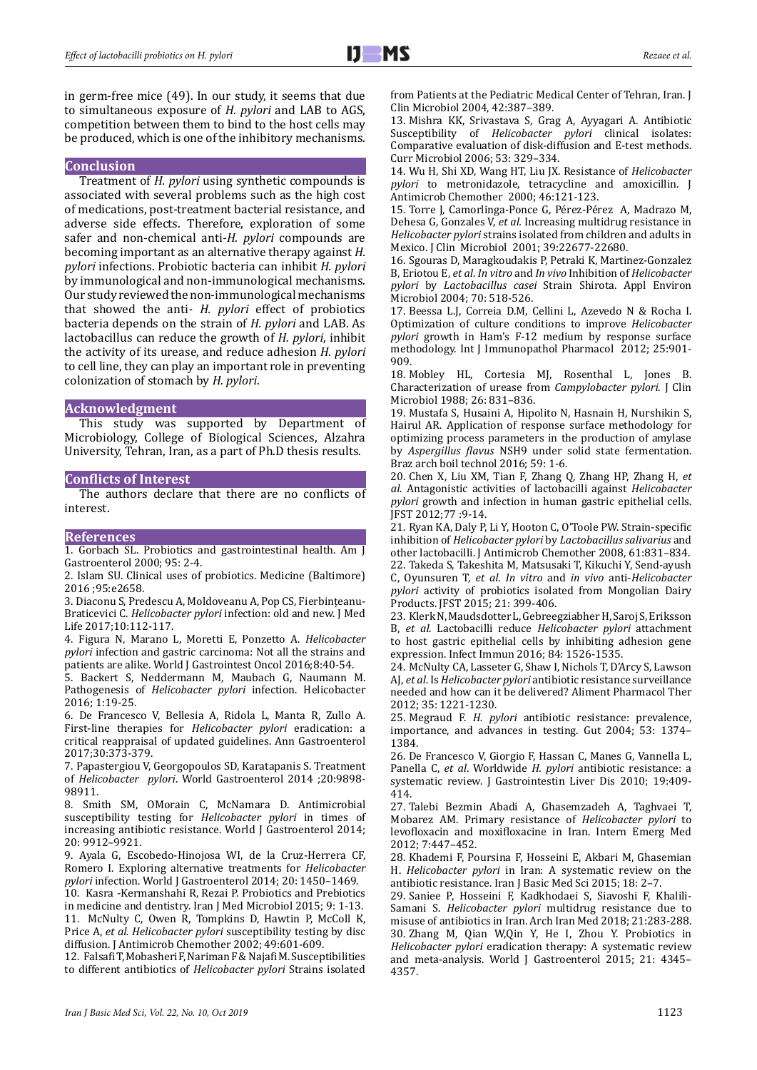in germ-free mice (49). In our study, it seems that due to simultaneous exposure of *H. pylori* and LAB to AGS, competition between them to bind to the host cells may be produced, which is one of the inhibitory mechanisms.

## Conclusion

Treatment of *H. pylori* using synthetic compounds is associated with several problems such as the high cost of medications, post-treatment bacterial resistance, and adverse side effects. Therefore, exploration of some safer and non-chemical anti-*H. pylori* compounds are becoming important as an alternative therapy against *H. pylori* infections. Probiotic bacteria can inhibit *H. pylori* by immunological and non-immunological mechanisms. Our study reviewed the non-immunological mechanisms that showed the anti- *H. pylori* effect of probiotics bacteria depends on the strain of *H. pylori* and LAB. As lactobacillus can reduce the growth of *H. pylori*, inhibit the activity of its urease, and reduce adhesion *H. pylori* to cell line, they can play an important role in preventing colonization of stomach by *H. pylori*.

## Acknowledgment

This study was supported by Department of Microbiology, College of Biological Sciences, Alzahra University, Tehran, Iran, as a part of Ph.D thesis results.

## Conflicts of Interest

The authors declare that there are no conflicts of interest.

## References

1. Gorbach SL. Probiotics and gastrointestinal health. Am J Gastroenterol 2000; 95: 2-4.
2. Islam SU. Clinical uses of probiotics. Medicine (Baltimore) 2016 ;95:e2658.
3. Diaconu S, Predescu A, Moldoveanu A, Pop CS, Fierbințeanu-Braticevici C. *Helicobacter pylori* infection: old and new. J Med Life 2017;10:112-117.
4. Figura N, Marano L, Moretti E, Ponzetto A. *Helicobacter pylori* infection and gastric carcinoma: Not all the strains and patients are alike. World J Gastrointest Oncol 2016;8:40-54.
5. Backert S, Neddermann M, Maubach G, Naumann M. Pathogenesis of *Helicobacter pylori* infection. Helicobacter 2016; 1:19-25.
6. De Francesco V, Bellesia A, Ridola L, Manta R, Zullo A. First-line therapies for *Helicobacter pylori* eradication: a critical reappraisal of updated guidelines. Ann Gastroenterol 2017;30:373-379.
7. Papastergiou V, Georgopoulos SD, Karatapanis S. Treatment of *Helicobacter pylori*. World Gastroenterol 2014 ;20:9898-98911.
8. Smith SM, OMorain C, McNamara D. Antimicrobial susceptibility testing for *Helicobacter pylori* in times of increasing antibiotic resistance. World J Gastroenterol 2014; 20: 9912–9921.
9. Ayala G, Escobedo-Hinojosa WI, de la Cruz-Herrera CF, Romero I. Exploring alternative treatments for *Helicobacter pylori* infection. World J Gastroenterol 2014; 20: 1450–1469.
10. Kasra -Kermanshahi R, Rezai P. Probiotics and Prebiotics in medicine and dentistry. Iran J Med Microbiol 2015; 9: 1-13.
11. McNulty C, Owen R, Tompkins D, Hawtin P, McColl K, Price A, *et al. Helicobacter pylori* susceptibility testing by disc diffusion. J Antimicrob Chemother 2002; 49:601-609.
12. Falsafi T, Mobasheri F, Nariman F & Najafi M. Susceptibilities to different antibiotics of *Helicobacter pylori* Strains isolated from Patients at the Pediatric Medical Center of Tehran, Iran. J Clin Microbiol 2004, 42:387–389.
13. Mishra KK, Srivastava S, Grag A, Ayyagari A. Antibiotic Susceptibility of *Helicobacter pylori* clinical isolates: Comparative evaluation of disk-diffusion and E-test methods. Curr Microbiol 2006; 53: 329–334.
14. Wu H, Shi XD, Wang HT, Liu JX. Resistance of *Helicobacter pylori* to metronidazole, tetracycline and amoxicillin. J Antimicrob Chemother 2000; 46:121-123.
15. Torre J, Camorlinga-Ponce G, Pérez-Pérez A, Madrazo M, Dehesa G, Gonzales V, *et al.* Increasing multidrug resistance in *Helicobacter pylori* strains isolated from children and adults in Mexico. J Clin Microbiol 2001; 39:22677-22680.
16. Sgouras D, Maragkoudakis P, Petraki K, Martinez-Gonzalez B, Eriotou E, *et al. In vitro* and *In vivo* Inhibition of *Helicobacter pylori* by *Lactobacillus casei* Strain Shirota. Appl Environ Microbiol 2004; 70: 518-526.
17. Beessa L.J, Correia D.M, Cellini L, Azevedo N & Rocha I. Optimization of culture conditions to improve *Helicobacter pylori* growth in Ham's F-12 medium by response surface methodology. Int J Immunopathol Pharmacol 2012; 25:901-909.
18. Mobley HL, Cortesia MJ, Rosenthal L, Jones B. Characterization of urease from *Campylobacter pylori*. J Clin Microbiol 1988; 26: 831–836.
19. Mustafa S, Husaini A, Hipolito N, Hasnain H, Nurshikin S, Hairul AR. Application of response surface methodology for optimizing process parameters in the production of amylase by *Aspergillus flavus* NSH9 under solid state fermentation. Braz arch boil technol 2016; 59: 1-6.
20. Chen X, Liu XM, Tian F, Zhang Q, Zhang HP, Zhang H, *et al.* Antagonistic activities of lactobacilli against *Helicobacter pylori* growth and infection in human gastric epithelial cells. JFST 2012;77 :9-14.
21. Ryan KA, Daly P, Li Y, Hooton C, O'Toole PW. Strain-specific inhibition of *Helicobacter pylori* by *Lactobacillus salivarius* and other lactobacilli. J Antimicrob Chemother 2008, 61:831–834.
22. Takeda S, Takeshita M, Matsusaki T, Kikuchi Y, Send-ayush C, Oyunsuren T, *et al. In vitro* and *in vivo* anti-*Helicobacter pylori* activity of probiotics isolated from Mongolian Dairy Products. JFST 2015; 21: 399-406.
23. Klerk N, Maudsdotter L, Gebreegziabher H, Saroj S, Eriksson B, *et al.* Lactobacilli reduce *Helicobacter pylori* attachment to host gastric epithelial cells by inhibiting adhesion gene expression. Infect Immun 2016; 84: 1526-1535.
24. McNulty CA, Lasseter G, Shaw I, Nichols T, D'Arcy S, Lawson AJ, *et al*. Is *Helicobacter pylori* antibiotic resistance surveillance needed and how can it be delivered? Aliment Pharmacol Ther 2012; 35: 1221-1230.
25. Megraud F. *H. pylori* antibiotic resistance: prevalence, importance, and advances in testing. Gut 2004; 53: 1374–1384.
26. De Francesco V, Giorgio F, Hassan C, Manes G, Vannella L, Panella C, *et al*. Worldwide *H. pylori* antibiotic resistance: a systematic review. J Gastrointestin Liver Dis 2010; 19:409-414.
27. Talebi Bezmin Abadi A, Ghasemzadeh A, Taghvaei T, Mobarez AM. Primary resistance of *Helicobacter pylori* to levofloxacin and moxifloxacine in Iran. Intern Emerg Med 2012; 7:447–452.
28. Khademi F, Poursina F, Hosseini E, Akbari M, Ghasemian H. *Helicobacter pylori* in Iran: A systematic review on the antibiotic resistance. Iran J Basic Med Sci 2015; 18: 2–7.
29. Saniee P, Hosseini F, Kadkhodaei S, Siavoshi F, Khalili-Samani S. *Helicobacter pylori* multidrug resistance due to misuse of antibiotics in Iran. Arch Iran Med 2018; 21:283-288.
30. Zhang M, Qian W,Qin Y, He I, Zhou Y. Probiotics in *Helicobacter pylori* eradication therapy: A systematic review and meta-analysis. World J Gastroenterol 2015; 21: 4345–4357.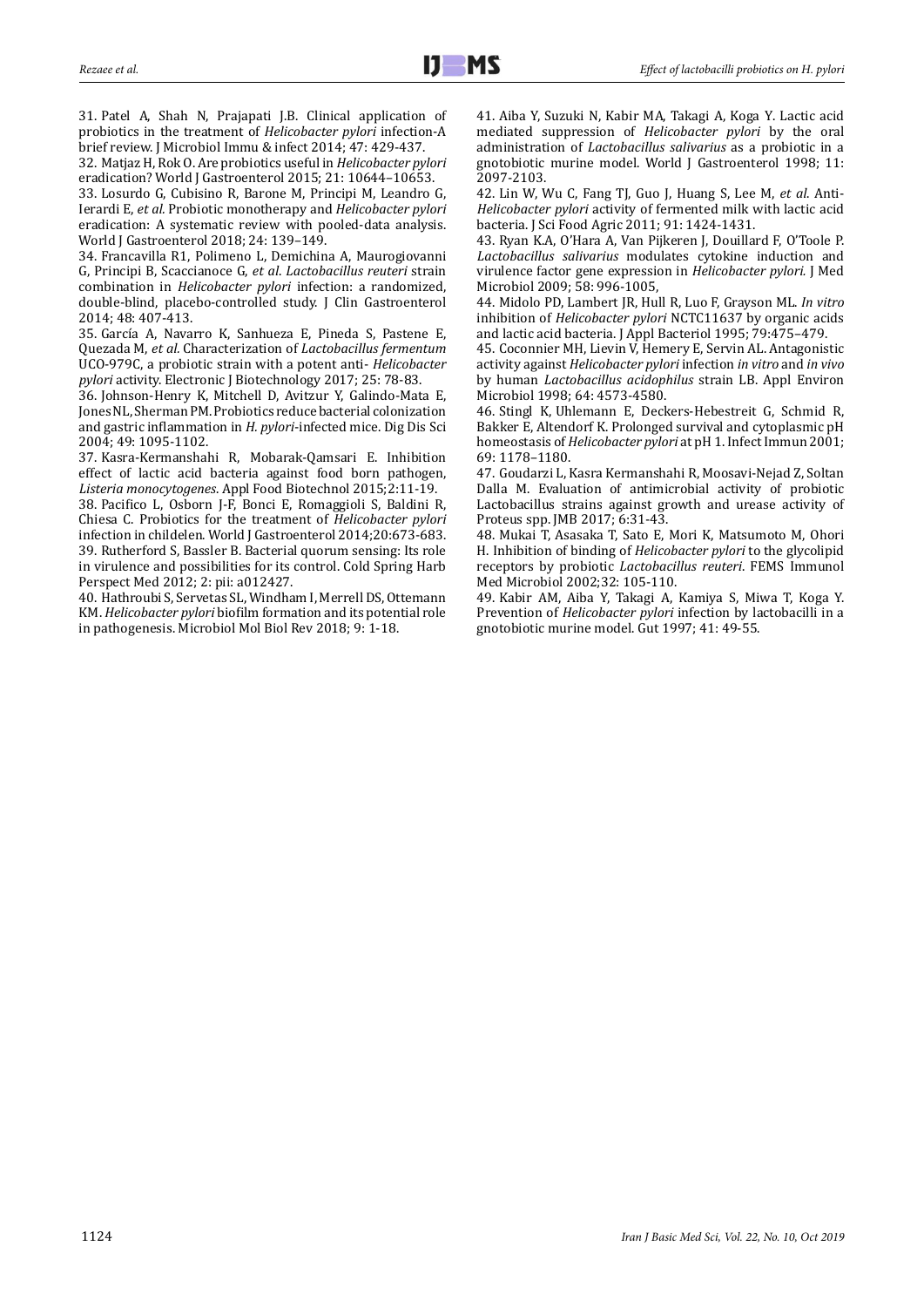31. Patel A, Shah N, Prajapati J.B. Clinical application of probiotics in the treatment of *Helicobacter pylori* infection-A brief review. J Microbiol Immu & infect 2014; 47: 429-437.

32. Matjaz H, Rok O. Are probiotics useful in *Helicobacter pylori* eradication? World J Gastroenterol 2015; 21: 10644–10653.

33. Losurdo G, Cubisino R, Barone M, Principi M, Leandro G, Ierardi E, *et al*. Probiotic monotherapy and *Helicobacter pylori* eradication: A systematic review with pooled-data analysis. World J Gastroenterol 2018; 24: 139–149.

34. Francavilla R1, Polimeno L, Demichina A, Maurogiovanni G, Principi B, Scaccianoce G, *et al*. *Lactobacillus reuteri* strain combination in *Helicobacter pylori* infection: a randomized, double-blind, placebo-controlled study. J Clin Gastroenterol 2014; 48: 407-413.

35. García A, Navarro K, Sanhueza E, Pineda S, Pastene E, Quezada M, *et al*. Characterization of *Lactobacillus fermentum* UCO-979C, a probiotic strain with a potent anti- *Helicobacter pylori* activity. Electronic J Biotechnology 2017; 25: 78-83.

36. Johnson-Henry K, Mitchell D, Avitzur Y, Galindo-Mata E, Jones NL, Sherman PM. Probiotics reduce bacterial colonization and gastric inflammation in *H. pylori*-infected mice. Dig Dis Sci 2004; 49: 1095-1102.

37. Kasra-Kermanshahi R, Mobarak-Qamsari E. Inhibition effect of lactic acid bacteria against food born pathogen, *Listeria monocytogenes*. Appl Food Biotechnol 2015;2:11-19.

38. Pacifico L, Osborn J-F, Bonci E, Romaggioli S, Baldini R, Chiesa C. Probiotics for the treatment of *Helicobacter pylori* infection in childelen. World J Gastroenterol 2014;20:673-683.

39. Rutherford S, Bassler B. Bacterial quorum sensing: Its role in virulence and possibilities for its control. Cold Spring Harb Perspect Med 2012; 2: pii: a012427.

40. Hathroubi S, Servetas SL, Windham I, Merrell DS, Ottemann KM. *Helicobacter pylori* biofilm formation and its potential role in pathogenesis. Microbiol Mol Biol Rev 2018; 9: 1-18.

41. Aiba Y, Suzuki N, Kabir MA, Takagi A, Koga Y. Lactic acid mediated suppression of *Helicobacter pylori* by the oral administration of *Lactobacillus salivarius* as a probiotic in a gnotobiotic murine model. World J Gastroenterol 1998; 11: 2097-2103.

42. Lin W, Wu C, Fang TJ, Guo J, Huang S, Lee M, *et al*. Anti-*Helicobacter pylori* activity of fermented milk with lactic acid bacteria. J Sci Food Agric 2011; 91: 1424-1431.

43. Ryan K.A, O'Hara A, Van Pijkeren J, Douillard F, O'Toole P. *Lactobacillus salivarius* modulates cytokine induction and virulence factor gene expression in *Helicobacter pylori.* J Med Microbiol 2009; 58: 996-1005,

44. Midolo PD, Lambert JR, Hull R, Luo F, Grayson ML. *In vitro* inhibition of *Helicobacter pylori* NCTC11637 by organic acids and lactic acid bacteria. J Appl Bacteriol 1995; 79:475–479.

45. Coconnier MH, Lievin V, Hemery E, Servin AL. Antagonistic activity against *Helicobacter pylori* infection *in vitro* and *in vivo* by human *Lactobacillus acidophilus* strain LB. Appl Environ Microbiol 1998; 64: 4573-4580.

46. Stingl K, Uhlemann E, Deckers-Hebestreit G, Schmid R, Bakker E, Altendorf K. Prolonged survival and cytoplasmic pH homeostasis of *Helicobacter pylori* at pH 1. Infect Immun 2001; 69: 1178–1180.

47. Goudarzi L, Kasra Kermanshahi R, Moosavi-Nejad Z, Soltan Dalla M. Evaluation of antimicrobial activity of probiotic Lactobacillus strains against growth and urease activity of Proteus spp. JMB 2017; 6:31-43.

48. Mukai T, Asasaka T, Sato E, Mori K, Matsumoto M, Ohori H. Inhibition of binding of *Helicobacter pylori* to the glycolipid receptors by probiotic *Lactobacillus reuteri*. FEMS Immunol Med Microbiol 2002;32: 105-110.

49. Kabir AM, Aiba Y, Takagi A, Kamiya S, Miwa T, Koga Y. Prevention of *Helicobacter pylori* infection by lactobacilli in a gnotobiotic murine model. Gut 1997; 41: 49-55.